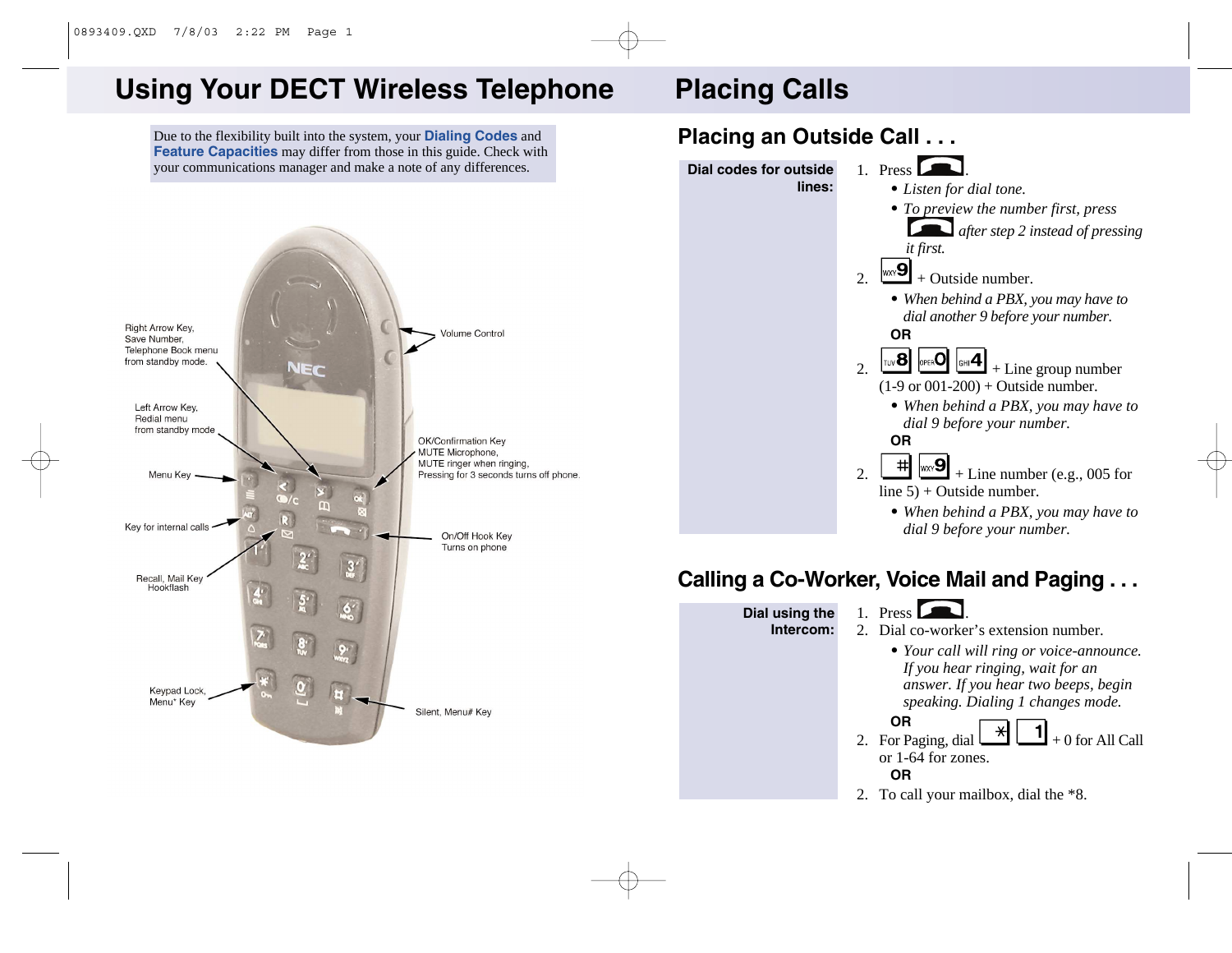# Using Your DECT Wireless Telephone

Due to the flexibility built into the system, your **Dialing Codes** and **Feature Capacities** may differ from those in this guide. Check with your communications manager and make a note of any differences.

Right Arrow Key, Save Number, Telephone Book menu from standby mode.

Left Arrow Key, Redial menu from standby mode

Menu Key

Key for internal calls

Recall, Mail Key Hookflash

Keypad Lock, Menu* Key

Volume Control

OK/Confirmation Key MUTE Microphone, MUTE ringer when ringing, Pressing for 3 seconds turns off phone.

On/Off Hook Key Turns on phone

Silent, Menu# Key

# Placing Calls

## Placing an Outside Call . . .

**Dial codes for outside lines:**

1. Press [On/Off Hook Key].
   - *Listen for dial tone.*
   - *To preview the number first, press [On/Off Hook Key] after step 2 instead of pressing it first.*
2. [9] + Outside number.
   - *When behind a PBX, you may have to dial another 9 before your number.*

**OR**

2. [8] [0] [4] + Line group number (1-9 or 001-200) + Outside number.
   - *When behind a PBX, you may have to dial 9 before your number.*

**OR**

2. [#] [9] + Line number (e.g., 005 for line 5) + Outside number.
   - *When behind a PBX, you may have to dial 9 before your number.*

## Calling a Co-Worker, Voice Mail and Paging . . .

**Dial using the Intercom:**

1. Press [On/Off Hook Key].
2. Dial co-worker's extension number.
   - *Your call will ring or voice-announce. If you hear ringing, wait for an answer. If you hear two beeps, begin speaking. Dialing 1 changes mode.*

**OR**

2. For Paging, dial [*] [1] + 0 for All Call or 1-64 for zones.

**OR**

2. To call your mailbox, dial the *8.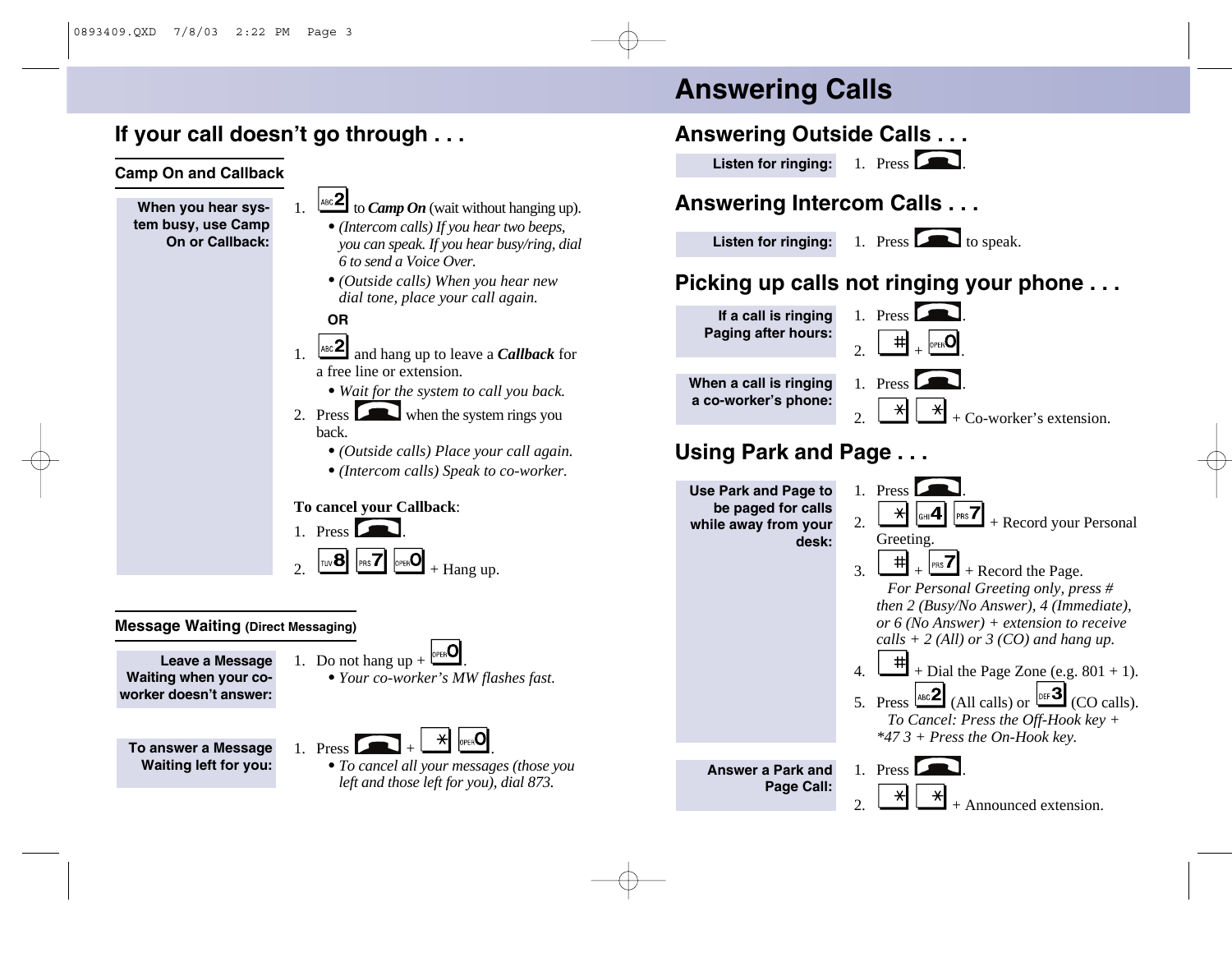# Answering Calls

## If your call doesn't go through . . .

### Camp On and Callback

**When you hear system busy, use Camp On or Callback:**

1. ABC 2 to ***Camp On*** (wait without hanging up).
   - *(Intercom calls) If you hear two beeps, you can speak. If you hear busy/ring, dial 6 to send a Voice Over.*
   - *(Outside calls) When you hear new dial tone, place your call again.*

**OR**

1. ABC 2 and hang up to leave a ***Callback*** for a free line or extension.
   - *Wait for the system to call you back.*
2. Press [Off-Hook key] when the system rings you back.
   - *(Outside calls) Place your call again.*
   - *(Intercom calls) Speak to co-worker.*

**To cancel your Callback**:

1. Press [Off-Hook key].
2. TUV 8 PRS 7 OPER 0 + Hang up.

### Message Waiting (Direct Messaging)

**Leave a Message Waiting when your co-worker doesn't answer:**

1. Do not hang up + OPER 0.
   - *Your co-worker's MW flashes fast.*

**To answer a Message Waiting left for you:**

1. Press [Off-Hook key] + * OPER 0.
   - *To cancel all your messages (those you left and those left for you), dial 873.*

## Answering Outside Calls . . .

**Listen for ringing:**

1. Press [Off-Hook key].

## Answering Intercom Calls . . .

**Listen for ringing:**

1. Press [Off-Hook key] to speak.

## Picking up calls not ringing your phone . . .

**If a call is ringing Paging after hours:**

1. Press [Off-Hook key].
2. # + OPER 0.

**When a call is ringing a co-worker's phone:**

1. Press [Off-Hook key].
2. * * + Co-worker's extension.

## Using Park and Page . . .

**Use Park and Page to be paged for calls while away from your desk:**

1. Press [Off-Hook key].
2. * GHI 4 PRS 7 + Record your Personal Greeting.
3. # + PRS 7 + Record the Page.
   *For Personal Greeting only, press # then 2 (Busy/No Answer), 4 (Immediate), or 6 (No Answer) + extension to receive calls + 2 (All) or 3 (CO) and hang up.*
4. # + Dial the Page Zone (e.g. 801 + 1).
5. Press ABC 2 (All calls) or DEF 3 (CO calls).
   *To Cancel: Press the Off-Hook key + *47 3 + Press the On-Hook key.*

**Answer a Park and Page Call:**

1. Press [Off-Hook key].
2. * * + Announced extension.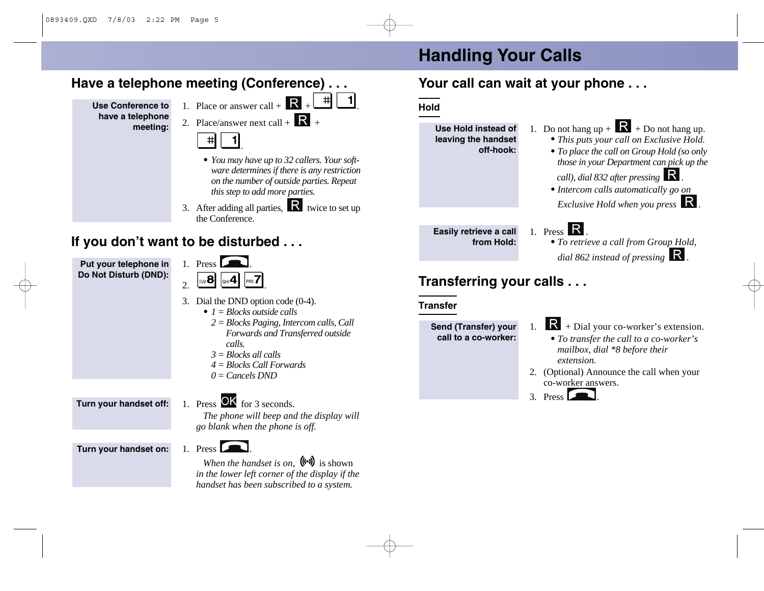# Handling Your Calls

## Have a telephone meeting (Conference) . . .

**Use Conference to have a telephone meeting:**

1. Place or answer call + R + # 1.
2. Place/answer next call + R + # 1.
   - *You may have up to 32 callers. Your software determines if there is any restriction on the number of outside parties. Repeat this step to add more parties.*
3. After adding all parties, R twice to set up the Conference.

## If you don't want to be disturbed . . .

**Put your telephone in Do Not Disturb (DND):**

1. Press [handset key].
2. TUV 8 GHI 4 PRS 7.
3. Dial the DND option code (0-4).
   - *1 = Blocks outside calls*
     *2 = Blocks Paging, Intercom calls, Call Forwards and Transferred outside calls.*
     *3 = Blocks all calls*
     *4 = Blocks Call Forwards*
     *0 = Cancels DND*

**Turn your handset off:**

1. Press OK for 3 seconds.
   *The phone will beep and the display will go blank when the phone is off.*

**Turn your handset on:**

1. Press [handset key].
   *When the handset is on,* ((•)) *is shown in the lower left corner of the display if the handset has been subscribed to a system.*

## Your call can wait at your phone . . .

### Hold

**Use Hold instead of leaving the handset off-hook:**

1. Do not hang up + R + Do not hang up.
   - *This puts your call on Exclusive Hold.*
   - *To place the call on Group Hold (so only those in your Department can pick up the call), dial 832 after pressing* R.
   - *Intercom calls automatically go on Exclusive Hold when you press* R.

**Easily retrieve a call from Hold:**

1. Press R.
   - *To retrieve a call from Group Hold, dial 862 instead of pressing* R.

## Transferring your calls . . .

### Transfer

**Send (Transfer) your call to a co-worker:**

1. R + Dial your co-worker's extension.
   - *To transfer the call to a co-worker's mailbox, dial *8 before their extension.*
2. (Optional) Announce the call when your co-worker answers.
3. Press [handset key].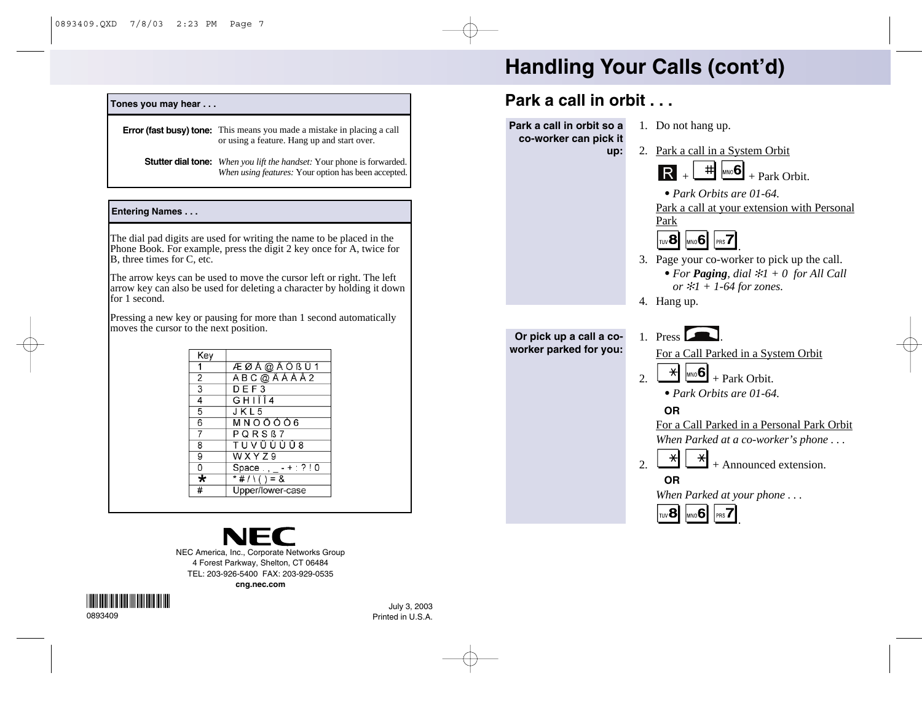## Tones you may hear . . .

**Error (fast busy) tone:** This means you made a mistake in placing a call or using a feature. Hang up and start over.

**Stutter dial tone:** *When you lift the handset:* Your phone is forwarded. *When using features:* Your option has been accepted.

## Entering Names . . .

The dial pad digits are used for writing the name to be placed in the Phone Book. For example, press the digit 2 key once for A, twice for B, three times for C, etc.

The arrow keys can be used to move the cursor left or right. The left arrow key can also be used for deleting a character by holding it down for 1 second.

Pressing a new key or pausing for more than 1 second automatically moves the cursor to the next position.

| Key | |
|---|---|
| 1 | Æ Ø Å @ Ä Ö ß Ü 1 |
| 2 | A B C @ Ä Å À Â 2 |
| 3 | D E F 3 |
| 4 | G H I Ï Î 4 |
| 5 | J K L 5 |
| 6 | M N O Ö Ó Ò 6 |
| 7 | P Q R S ß 7 |
| 8 | T U V Ü Ú Ù Û 8 |
| 9 | W X Y Z 9 |
| 0 | Space . , _ - + : ? ! 0 |
| * | * # / \ ( ) = & |
| # | Upper/lower-case |

NEC America, Inc., Corporate Networks Group
4 Forest Parkway, Shelton, CT 06484
TEL: 203-926-5400 FAX: 203-929-0535
**cng.nec.com**

0893409

July 3, 2003
Printed in U.S.A.

# Handling Your Calls (cont'd)

## Park a call in orbit . . .

**Park a call in orbit so a co-worker can pick it up:**

1. Do not hang up.
2. Park a call in a System Orbit

   R + # 6 + Park Orbit.
   - *Park Orbits are 01-64.*

   Park a call at your extension with Personal Park

   8 6 7.
3. Page your co-worker to pick up the call.
   - *For **Paging**, dial * 1 + 0 for All Call or * 1 + 1-64 for zones.*
4. Hang up.

**Or pick up a call a co-worker parked for you:**

1. Press [Speaker].

   For a Call Parked in a System Orbit
2. * 6 + Park Orbit.
   - *Park Orbits are 01-64.*

   **OR**

   For a Call Parked in a Personal Park Orbit

   *When Parked at a co-worker's phone . . .*
2. * * + Announced extension.

   **OR**

   *When Parked at your phone . . .*

   8 6 7.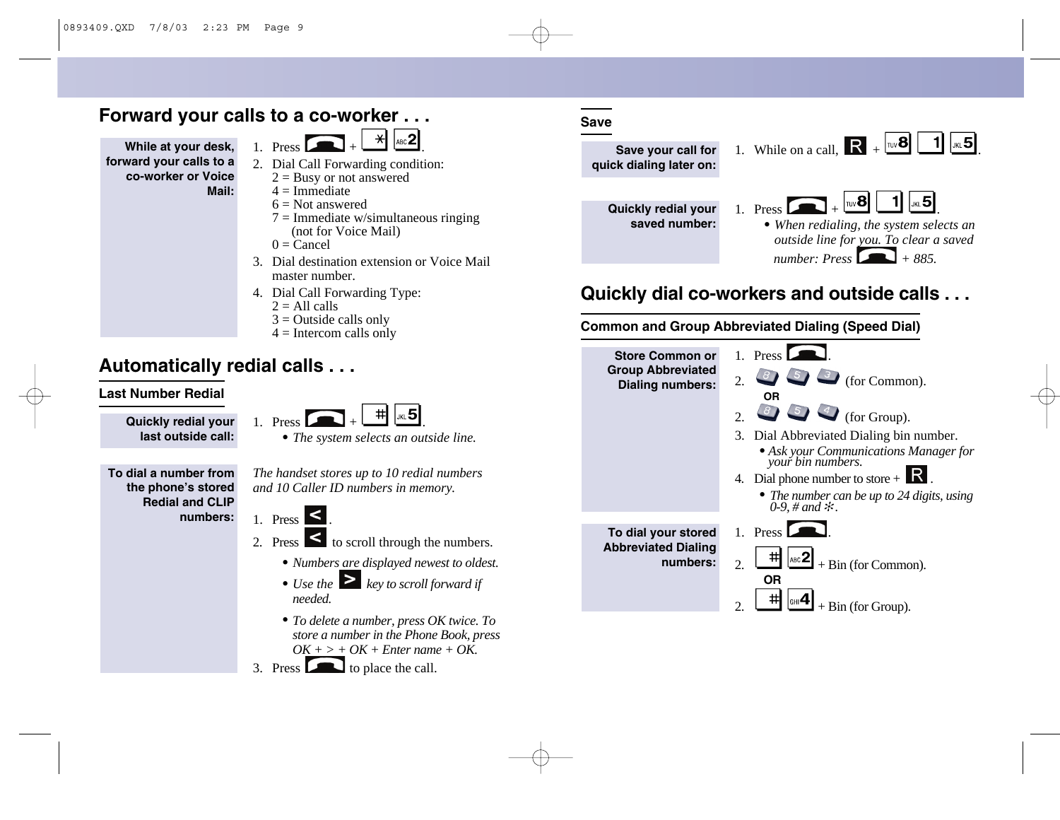## Forward your calls to a co-worker . . .

**While at your desk, forward your calls to a co-worker or Voice Mail:**

1. Press [handset] + * 2.
2. Dial Call Forwarding condition:
   2 = Busy or not answered
   4 = Immediate
   6 = Not answered
   7 = Immediate w/simultaneous ringing (not for Voice Mail)
   0 = Cancel
3. Dial destination extension or Voice Mail master number.
4. Dial Call Forwarding Type:
   2 = All calls
   3 = Outside calls only
   4 = Intercom calls only

## Automatically redial calls . . .

### Last Number Redial

**Quickly redial your last outside call:**

1. Press [handset] + # 5.
   - *The system selects an outside line.*

**To dial a number from the phone's stored Redial and CLIP numbers:**

*The handset stores up to 10 redial numbers and 10 Caller ID numbers in memory.*

1. Press <.
2. Press < to scroll through the numbers.
   - *Numbers are displayed newest to oldest.*
   - *Use the > key to scroll forward if needed.*
   - *To delete a number, press OK twice. To store a number in the Phone Book, press OK + > + OK + Enter name + OK.*
3. Press [handset] to place the call.

### Save

**Save your call for quick dialing later on:**

1. While on a call, R + 8 1 5.

**Quickly redial your saved number:**

1. Press [handset] + 8 1 5.
   - *When redialing, the system selects an outside line for you. To clear a saved number: Press [handset] + 885.*

## Quickly dial co-workers and outside calls . . .

### Common and Group Abbreviated Dialing (Speed Dial)

**Store Common or Group Abbreviated Dialing numbers:**

1. Press [handset].
2. 8 5 3 (for Common).

   **OR**

2. 8 5 4 (for Group).
3. Dial Abbreviated Dialing bin number.
   - *Ask your Communications Manager for your bin numbers.*
4. Dial phone number to store + R.
   - *The number can be up to 24 digits, using 0-9, # and *.*

**To dial your stored Abbreviated Dialing numbers:**

1. Press [handset].
2. # 2 + Bin (for Common).

   **OR**

2. # 4 + Bin (for Group).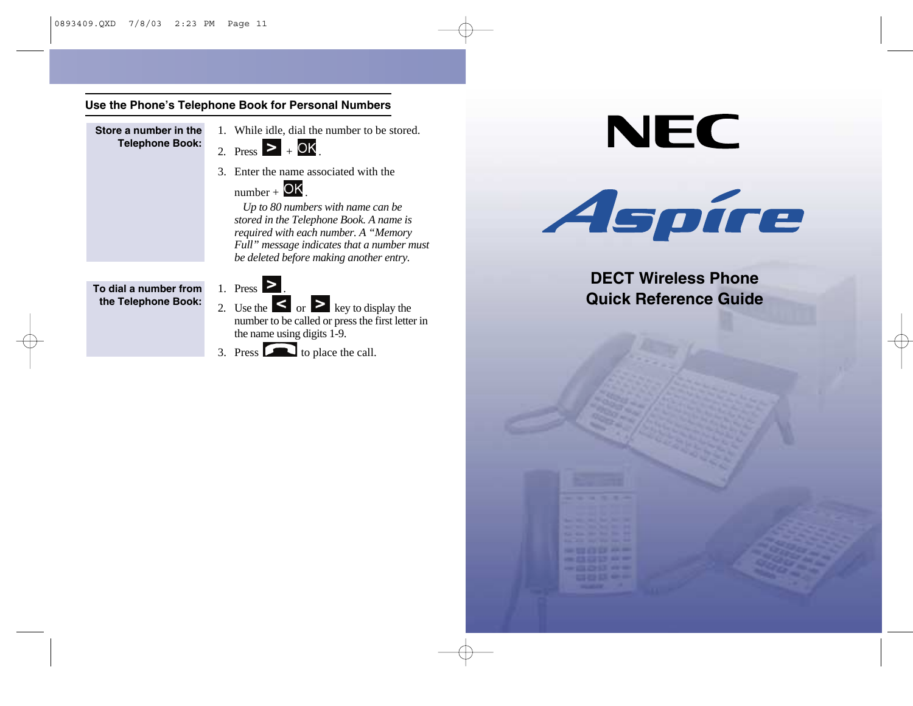## Use the Phone's Telephone Book for Personal Numbers

**Store a number in the Telephone Book:**

1. While idle, dial the number to be stored.
2. Press > + OK.
3. Enter the name associated with the number + OK.

   *Up to 80 numbers with name can be stored in the Telephone Book. A name is required with each number. A "Memory Full" message indicates that a number must be deleted before making another entry.*

**To dial a number from the Telephone Book:**

1. Press >.
2. Use the < or > key to display the number to be called or press the first letter in the name using digits 1-9.
3. Press [handset key] to place the call.

# NEC

# Aspire

## DECT Wireless Phone Quick Reference Guide